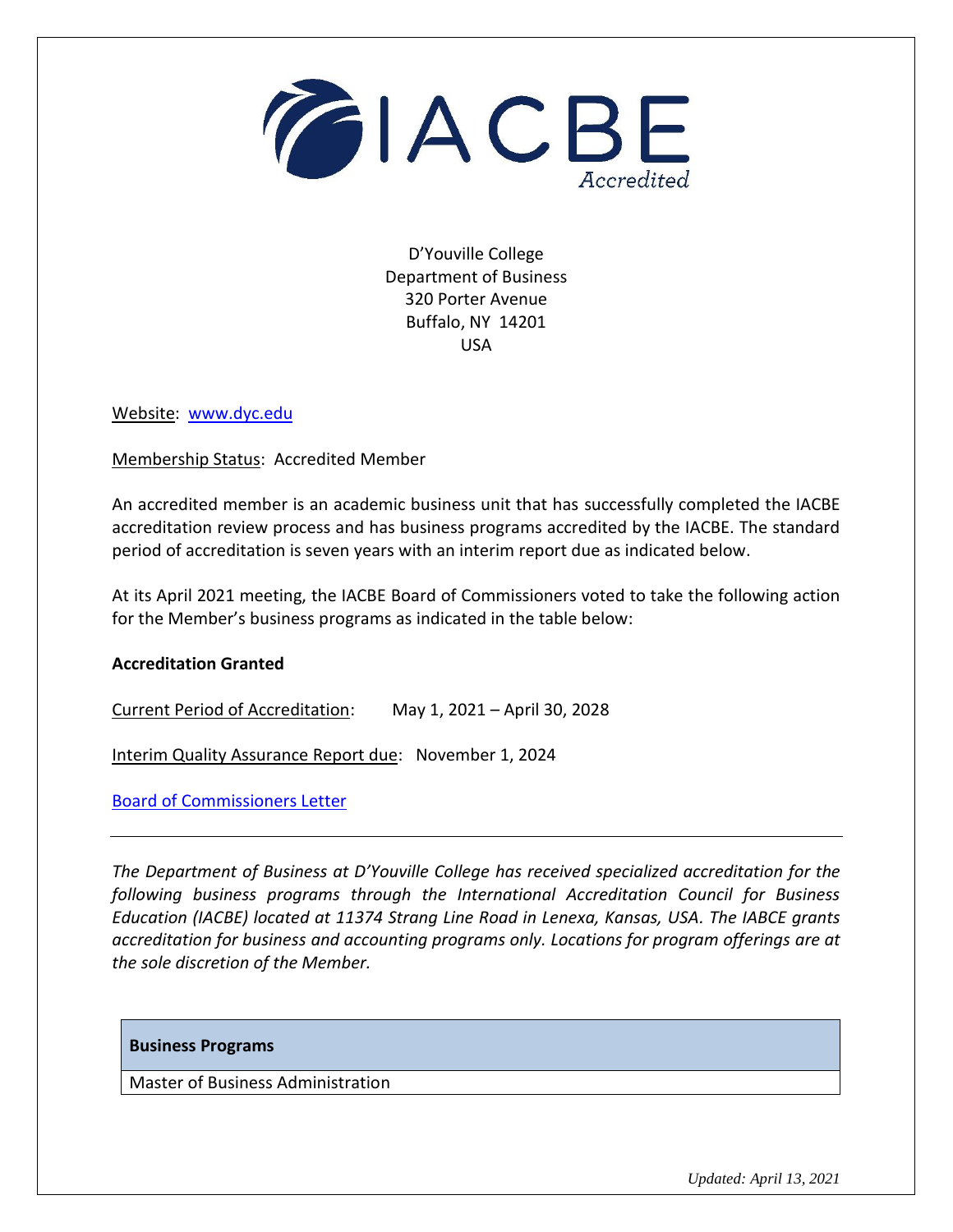# IACBE Accredited

D'Youville College
Department of Business
320 Porter Avenue
Buffalo, NY 14201
USA

Website: [www.dyc.edu](www.dyc.edu)

Membership Status: Accredited Member

An accredited member is an academic business unit that has successfully completed the IACBE accreditation review process and has business programs accredited by the IACBE. The standard period of accreditation is seven years with an interim report due as indicated below.

At its April 2021 meeting, the IACBE Board of Commissioners voted to take the following action for the Member's business programs as indicated in the table below:

**Accreditation Granted**

Current Period of Accreditation: May 1, 2021 – April 30, 2028

Interim Quality Assurance Report due: November 1, 2024

Board of Commissioners Letter

---

*The Department of Business at D'Youville College has received specialized accreditation for the following business programs through the International Accreditation Council for Business Education (IACBE) located at 11374 Strang Line Road in Lenexa, Kansas, USA. The IABCE grants accreditation for business and accounting programs only. Locations for program offerings are at the sole discretion of the Member.*

| **Business Programs** |
|---|
| Master of Business Administration |

*Updated: April 13, 2021*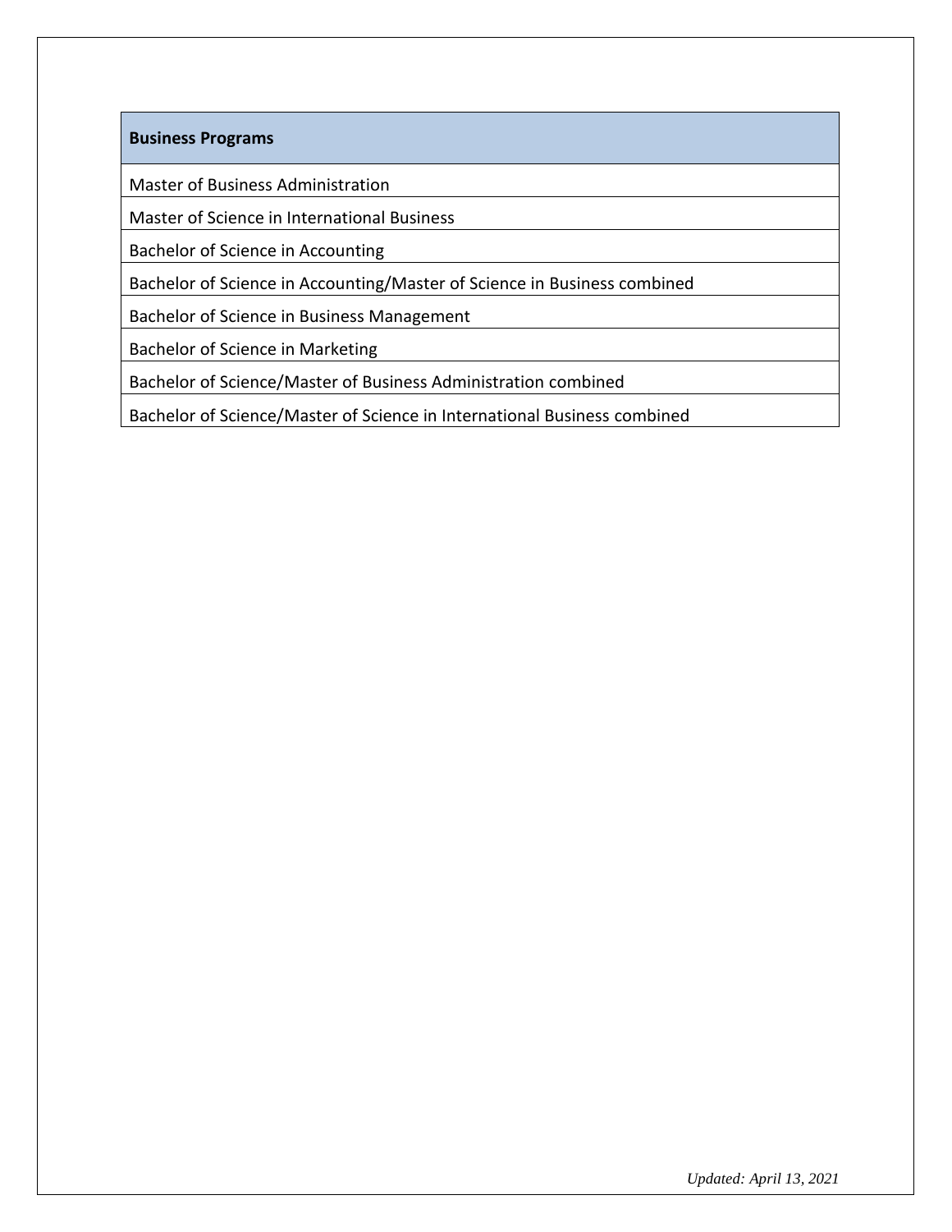| Business Programs |
| --- |
| Master of Business Administration |
| Master of Science in International Business |
| Bachelor of Science in Accounting |
| Bachelor of Science in Accounting/Master of Science in Business combined |
| Bachelor of Science in Business Management |
| Bachelor of Science in Marketing |
| Bachelor of Science/Master of Business Administration combined |
| Bachelor of Science/Master of Science in International Business combined |

*Updated: April 13, 2021*